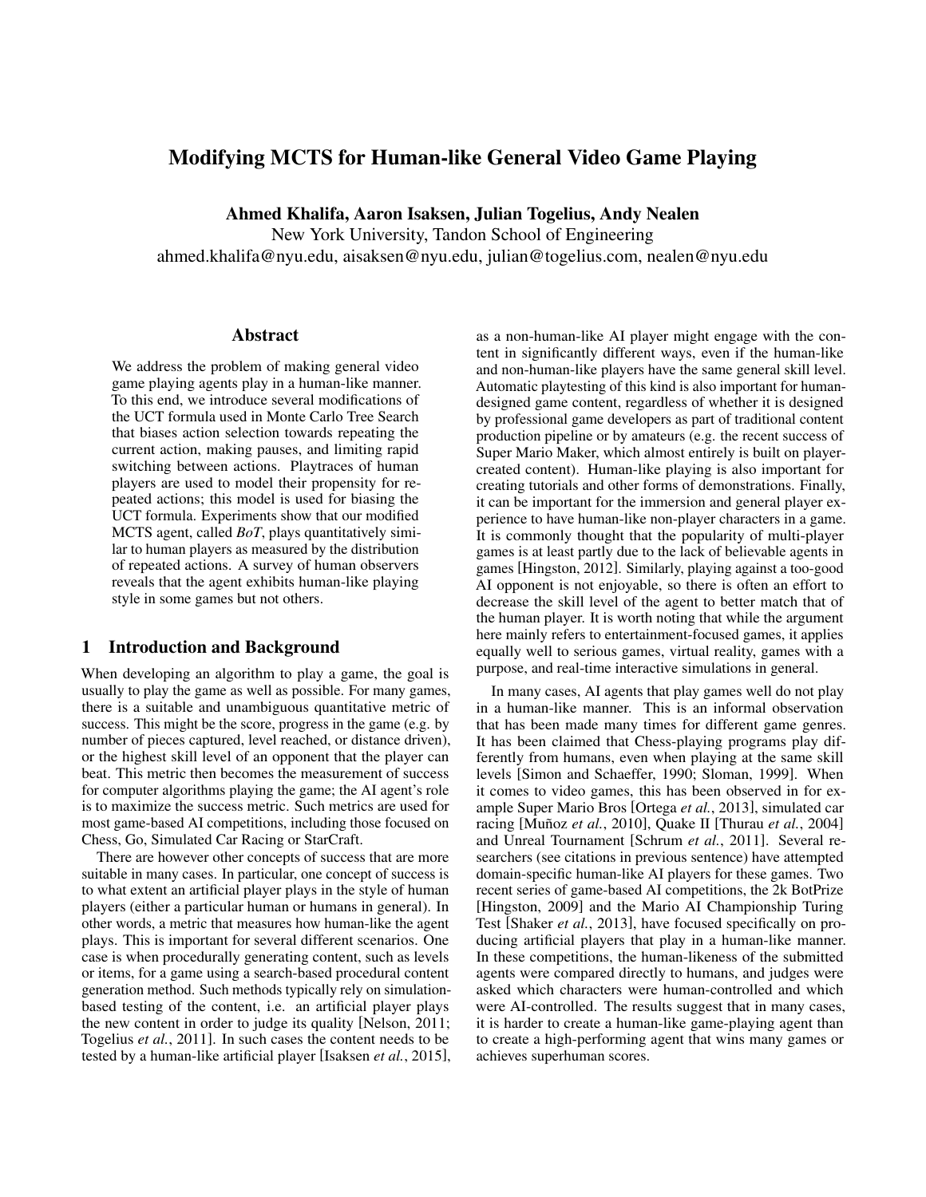# Modifying MCTS for Human-like General Video Game Playing

**Ahmed Khalifa, Aaron Isaksen, Julian Togelius, Andy Nealen**
New York University, Tandon School of Engineering
ahmed.khalifa@nyu.edu, aisaksen@nyu.edu, julian@togelius.com, nealen@nyu.edu

## Abstract

We address the problem of making general video game playing agents play in a human-like manner. To this end, we introduce several modifications of the UCT formula used in Monte Carlo Tree Search that biases action selection towards repeating the current action, making pauses, and limiting rapid switching between actions. Playtraces of human players are used to model their propensity for repeated actions; this model is used for biasing the UCT formula. Experiments show that our modified MCTS agent, called *BoT*, plays quantitatively similar to human players as measured by the distribution of repeated actions. A survey of human observers reveals that the agent exhibits human-like playing style in some games but not others.

## 1 Introduction and Background

When developing an algorithm to play a game, the goal is usually to play the game as well as possible. For many games, there is a suitable and unambiguous quantitative metric of success. This might be the score, progress in the game (e.g. by number of pieces captured, level reached, or distance driven), or the highest skill level of an opponent that the player can beat. This metric then becomes the measurement of success for computer algorithms playing the game; the AI agent's role is to maximize the success metric. Such metrics are used for most game-based AI competitions, including those focused on Chess, Go, Simulated Car Racing or StarCraft.

There are however other concepts of success that are more suitable in many cases. In particular, one concept of success is to what extent an artificial player plays in the style of human players (either a particular human or humans in general). In other words, a metric that measures how human-like the agent plays. This is important for several different scenarios. One case is when procedurally generating content, such as levels or items, for a game using a search-based procedural content generation method. Such methods typically rely on simulation-based testing of the content, i.e. an artificial player plays the new content in order to judge its quality [Nelson, 2011; Togelius *et al.*, 2011]. In such cases the content needs to be tested by a human-like artificial player [Isaksen *et al.*, 2015], as a non-human-like AI player might engage with the content in significantly different ways, even if the human-like and non-human-like players have the same general skill level. Automatic playtesting of this kind is also important for human-designed game content, regardless of whether it is designed by professional game developers as part of traditional content production pipeline or by amateurs (e.g. the recent success of Super Mario Maker, which almost entirely is built on player-created content). Human-like playing is also important for creating tutorials and other forms of demonstrations. Finally, it can be important for the immersion and general player experience to have human-like non-player characters in a game. It is commonly thought that the popularity of multi-player games is at least partly due to the lack of believable agents in games [Hingston, 2012]. Similarly, playing against a too-good AI opponent is not enjoyable, so there is often an effort to decrease the skill level of the agent to better match that of the human player. It is worth noting that while the argument here mainly refers to entertainment-focused games, it applies equally well to serious games, virtual reality, games with a purpose, and real-time interactive simulations in general.

In many cases, AI agents that play games well do not play in a human-like manner. This is an informal observation that has been made many times for different game genres. It has been claimed that Chess-playing programs play differently from humans, even when playing at the same skill levels [Simon and Schaeffer, 1990; Sloman, 1999]. When it comes to video games, this has been observed in for example Super Mario Bros [Ortega *et al.*, 2013], simulated car racing [Muñoz *et al.*, 2010], Quake II [Thurau *et al.*, 2004] and Unreal Tournament [Schrum *et al.*, 2011]. Several researchers (see citations in previous sentence) have attempted domain-specific human-like AI players for these games. Two recent series of game-based AI competitions, the 2k BotPrize [Hingston, 2009] and the Mario AI Championship Turing Test [Shaker *et al.*, 2013], have focused specifically on producing artificial players that play in a human-like manner. In these competitions, the human-likeness of the submitted agents were compared directly to humans, and judges were asked which characters were human-controlled and which were AI-controlled. The results suggest that in many cases, it is harder to create a human-like game-playing agent than to create a high-performing agent that wins many games or achieves superhuman scores.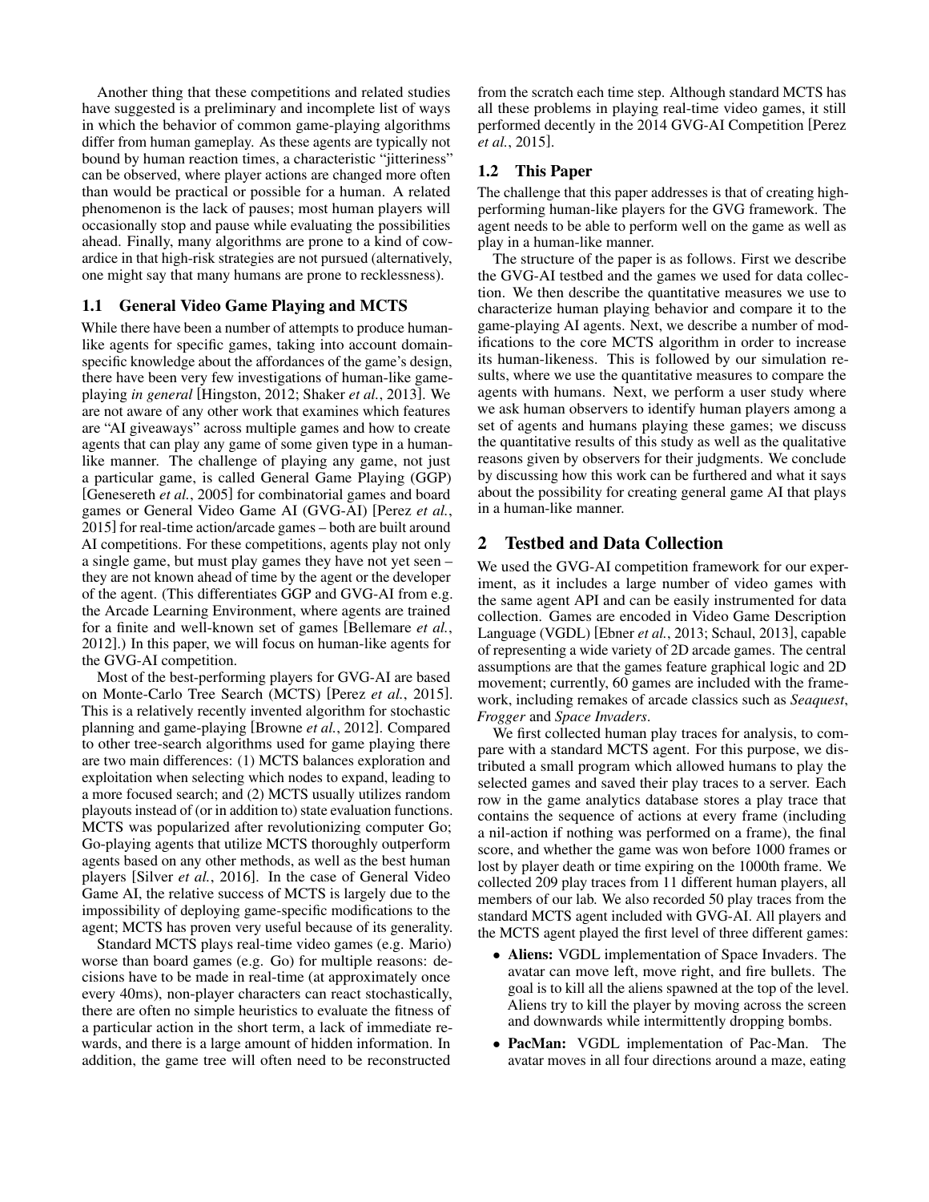Another thing that these competitions and related studies have suggested is a preliminary and incomplete list of ways in which the behavior of common game-playing algorithms differ from human gameplay. As these agents are typically not bound by human reaction times, a characteristic "jitteriness" can be observed, where player actions are changed more often than would be practical or possible for a human. A related phenomenon is the lack of pauses; most human players will occasionally stop and pause while evaluating the possibilities ahead. Finally, many algorithms are prone to a kind of cowardice in that high-risk strategies are not pursued (alternatively, one might say that many humans are prone to recklessness).

### 1.1 General Video Game Playing and MCTS

While there have been a number of attempts to produce human-like agents for specific games, taking into account domain-specific knowledge about the affordances of the game's design, there have been very few investigations of human-like game-playing *in general* [Hingston, 2012; Shaker *et al.*, 2013]. We are not aware of any other work that examines which features are "AI giveaways" across multiple games and how to create agents that can play any game of some given type in a human-like manner. The challenge of playing any game, not just a particular game, is called General Game Playing (GGP) [Genesereth *et al.*, 2005] for combinatorial games and board games or General Video Game AI (GVG-AI) [Perez *et al.*, 2015] for real-time action/arcade games – both are built around AI competitions. For these competitions, agents play not only a single game, but must play games they have not yet seen – they are not known ahead of time by the agent or the developer of the agent. (This differentiates GGP and GVG-AI from e.g. the Arcade Learning Environment, where agents are trained for a finite and well-known set of games [Bellemare *et al.*, 2012].) In this paper, we will focus on human-like agents for the GVG-AI competition.

Most of the best-performing players for GVG-AI are based on Monte-Carlo Tree Search (MCTS) [Perez *et al.*, 2015]. This is a relatively recently invented algorithm for stochastic planning and game-playing [Browne *et al.*, 2012]. Compared to other tree-search algorithms used for game playing there are two main differences: (1) MCTS balances exploration and exploitation when selecting which nodes to expand, leading to a more focused search; and (2) MCTS usually utilizes random playouts instead of (or in addition to) state evaluation functions. MCTS was popularized after revolutionizing computer Go; Go-playing agents that utilize MCTS thoroughly outperform agents based on any other methods, as well as the best human players [Silver *et al.*, 2016]. In the case of General Video Game AI, the relative success of MCTS is largely due to the impossibility of deploying game-specific modifications to the agent; MCTS has proven very useful because of its generality.

Standard MCTS plays real-time video games (e.g. Mario) worse than board games (e.g. Go) for multiple reasons: decisions have to be made in real-time (at approximately once every 40ms), non-player characters can react stochastically, there are often no simple heuristics to evaluate the fitness of a particular action in the short term, a lack of immediate rewards, and there is a large amount of hidden information. In addition, the game tree will often need to be reconstructed from the scratch each time step. Although standard MCTS has all these problems in playing real-time video games, it still performed decently in the 2014 GVG-AI Competition [Perez *et al.*, 2015].

### 1.2 This Paper

The challenge that this paper addresses is that of creating high-performing human-like players for the GVG framework. The agent needs to be able to perform well on the game as well as play in a human-like manner.

The structure of the paper is as follows. First we describe the GVG-AI testbed and the games we used for data collection. We then describe the quantitative measures we use to characterize human playing behavior and compare it to the game-playing AI agents. Next, we describe a number of modifications to the core MCTS algorithm in order to increase its human-likeness. This is followed by our simulation results, where we use the quantitative measures to compare the agents with humans. Next, we perform a user study where we ask human observers to identify human players among a set of agents and humans playing these games; we discuss the quantitative results of this study as well as the qualitative reasons given by observers for their judgments. We conclude by discussing how this work can be furthered and what it says about the possibility for creating general game AI that plays in a human-like manner.

## 2 Testbed and Data Collection

We used the GVG-AI competition framework for our experiment, as it includes a large number of video games with the same agent API and can be easily instrumented for data collection. Games are encoded in Video Game Description Language (VGDL) [Ebner *et al.*, 2013; Schaul, 2013], capable of representing a wide variety of 2D arcade games. The central assumptions are that the games feature graphical logic and 2D movement; currently, 60 games are included with the framework, including remakes of arcade classics such as *Seaquest*, *Frogger* and *Space Invaders*.

We first collected human play traces for analysis, to compare with a standard MCTS agent. For this purpose, we distributed a small program which allowed humans to play the selected games and saved their play traces to a server. Each row in the game analytics database stores a play trace that contains the sequence of actions at every frame (including a nil-action if nothing was performed on a frame), the final score, and whether the game was won before 1000 frames or lost by player death or time expiring on the 1000th frame. We collected 209 play traces from 11 different human players, all members of our lab. We also recorded 50 play traces from the standard MCTS agent included with GVG-AI. All players and the MCTS agent played the first level of three different games:

- **Aliens:** VGDL implementation of Space Invaders. The avatar can move left, move right, and fire bullets. The goal is to kill all the aliens spawned at the top of the level. Aliens try to kill the player by moving across the screen and downwards while intermittently dropping bombs.
- **PacMan:** VGDL implementation of Pac-Man. The avatar moves in all four directions around a maze, eating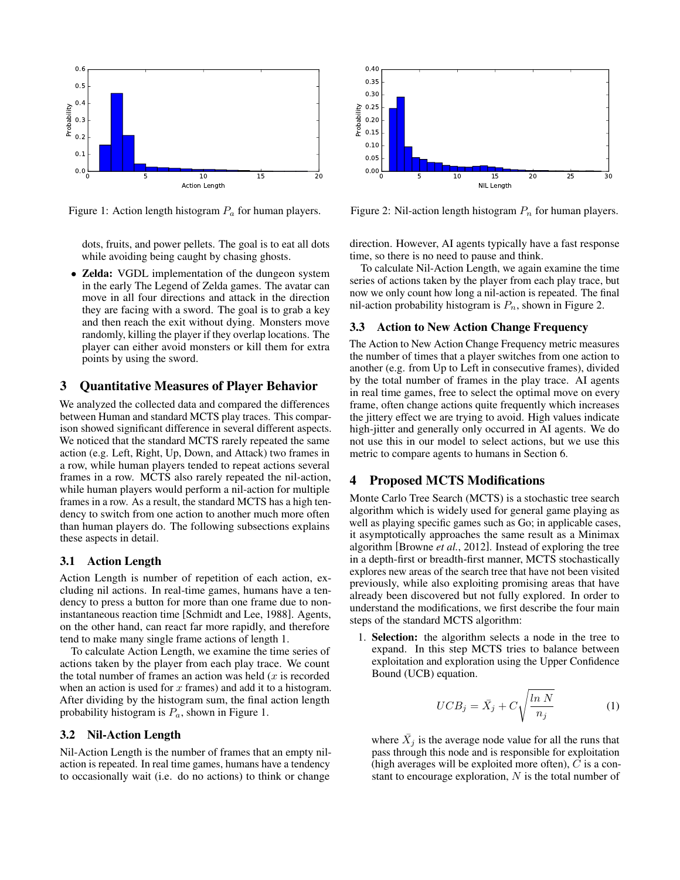Figure 1: Action length histogram $P_a$ for human players.

Figure 2: Nil-action length histogram $P_n$ for human players.

dots, fruits, and power pellets. The goal is to eat all dots while avoiding being caught by chasing ghosts.

- **Zelda:** VGDL implementation of the dungeon system in the early The Legend of Zelda games. The avatar can move in all four directions and attack in the direction they are facing with a sword. The goal is to grab a key and then reach the exit without dying. Monsters move randomly, killing the player if they overlap locations. The player can either avoid monsters or kill them for extra points by using the sword.

## 3 Quantitative Measures of Player Behavior

We analyzed the collected data and compared the differences between Human and standard MCTS play traces. This comparison showed significant difference in several different aspects. We noticed that the standard MCTS rarely repeated the same action (e.g. Left, Right, Up, Down, and Attack) two frames in a row, while human players tended to repeat actions several frames in a row. MCTS also rarely repeated the nil-action, while human players would perform a nil-action for multiple frames in a row. As a result, the standard MCTS has a high tendency to switch from one action to another much more often than human players do. The following subsections explains these aspects in detail.

### 3.1 Action Length

Action Length is number of repetition of each action, excluding nil actions. In real-time games, humans have a tendency to press a button for more than one frame due to non-instantaneous reaction time [Schmidt and Lee, 1988]. Agents, on the other hand, can react far more rapidly, and therefore tend to make many single frame actions of length 1.

To calculate Action Length, we examine the time series of actions taken by the player from each play trace. We count the total number of frames an action was held ($x$ is recorded when an action is used for $x$ frames) and add it to a histogram. After dividing by the histogram sum, the final action length probability histogram is $P_a$, shown in Figure 1.

### 3.2 Nil-Action Length

Nil-Action Length is the number of frames that an empty nil-action is repeated. In real time games, humans have a tendency to occasionally wait (i.e. do no actions) to think or change direction. However, AI agents typically have a fast response time, so there is no need to pause and think.

To calculate Nil-Action Length, we again examine the time series of actions taken by the player from each play trace, but now we only count how long a nil-action is repeated. The final nil-action probability histogram is $P_n$, shown in Figure 2.

### 3.3 Action to New Action Change Frequency

The Action to New Action Change Frequency metric measures the number of times that a player switches from one action to another (e.g. from Up to Left in consecutive frames), divided by the total number of frames in the play trace. AI agents in real time games, free to select the optimal move on every frame, often change actions quite frequently which increases the jittery effect we are trying to avoid. High values indicate high-jitter and generally only occurred in AI agents. We do not use this in our model to select actions, but we use this metric to compare agents to humans in Section 6.

## 4 Proposed MCTS Modifications

Monte Carlo Tree Search (MCTS) is a stochastic tree search algorithm which is widely used for general game playing as well as playing specific games such as Go; in applicable cases, it asymptotically approaches the same result as a Minimax algorithm [Browne *et al.*, 2012]. Instead of exploring the tree in a depth-first or breadth-first manner, MCTS stochastically explores new areas of the search tree that have not been visited previously, while also exploiting promising areas that have already been discovered but not fully explored. In order to understand the modifications, we first describe the four main steps of the standard MCTS algorithm:

1. **Selection:** the algorithm selects a node in the tree to expand. In this step MCTS tries to balance between exploitation and exploration using the Upper Confidence Bound (UCB) equation.

$$UCB_j = \bar{X}_j + C\sqrt{\frac{ln\ N}{n_j}} \tag{1}$$

where $\bar{X}_j$ is the average node value for all the runs that pass through this node and is responsible for exploitation (high averages will be exploited more often), $C$ is a constant to encourage exploration, $N$ is the total number of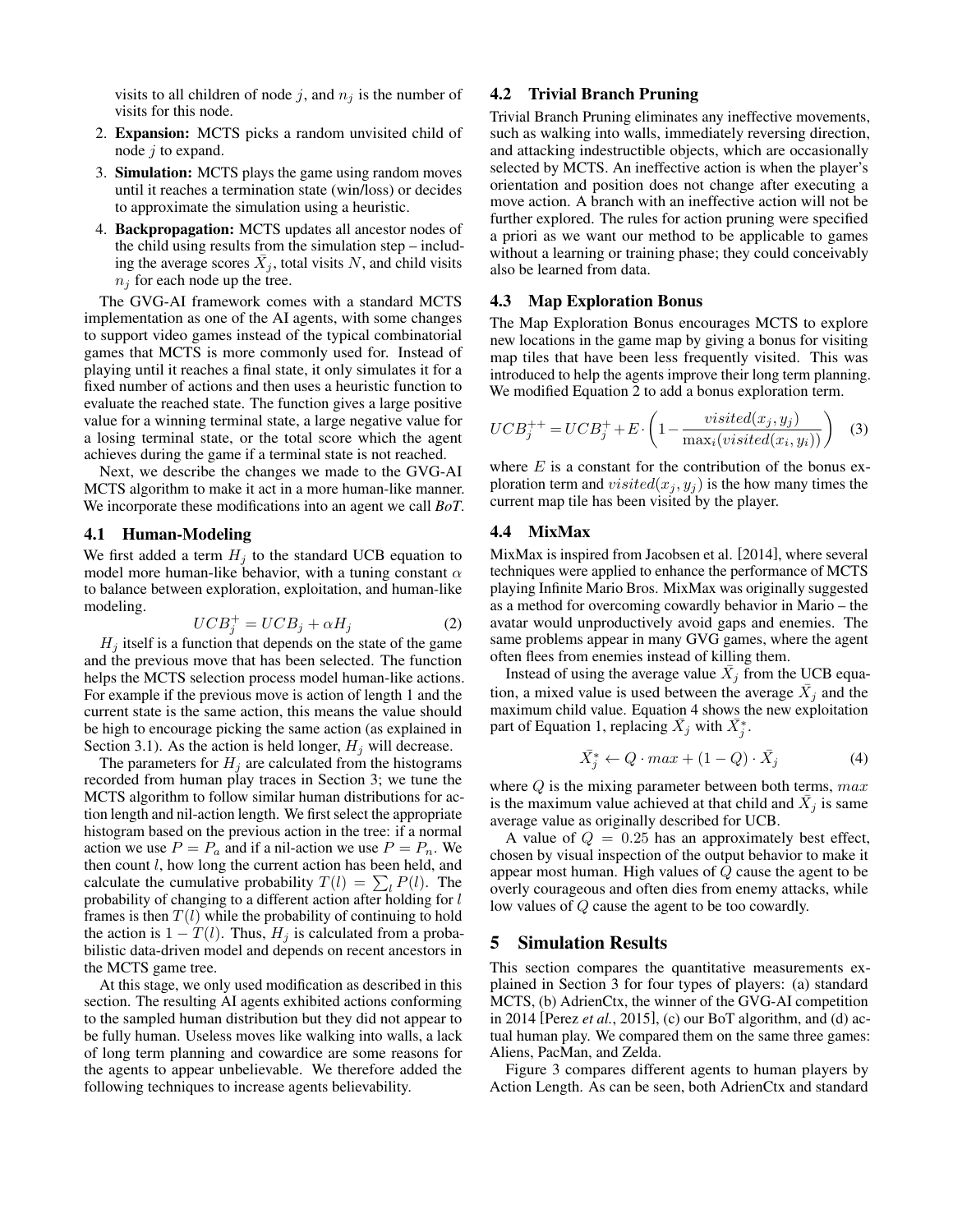visits to all children of node $j$, and $n_j$ is the number of visits for this node.

2. **Expansion:** MCTS picks a random unvisited child of node $j$ to expand.
3. **Simulation:** MCTS plays the game using random moves until it reaches a termination state (win/loss) or decides to approximate the simulation using a heuristic.
4. **Backpropagation:** MCTS updates all ancestor nodes of the child using results from the simulation step – including the average scores $\bar{X}_j$, total visits $N$, and child visits $n_j$ for each node up the tree.

The GVG-AI framework comes with a standard MCTS implementation as one of the AI agents, with some changes to support video games instead of the typical combinatorial games that MCTS is more commonly used for. Instead of playing until it reaches a final state, it only simulates it for a fixed number of actions and then uses a heuristic function to evaluate the reached state. The function gives a large positive value for a winning terminal state, a large negative value for a losing terminal state, or the total score which the agent achieves during the game if a terminal state is not reached.

Next, we describe the changes we made to the GVG-AI MCTS algorithm to make it act in a more human-like manner. We incorporate these modifications into an agent we call *BoT*.

### 4.1 Human-Modeling

We first added a term $H_j$ to the standard UCB equation to model more human-like behavior, with a tuning constant $\alpha$ to balance between exploration, exploitation, and human-like modeling.

$$UCB_j^{+} = UCB_j + \alpha H_j \tag{2}$$

$H_j$ itself is a function that depends on the state of the game and the previous move that has been selected. The function helps the MCTS selection process model human-like actions. For example if the previous move is action of length 1 and the current state is the same action, this means the value should be high to encourage picking the same action (as explained in Section 3.1). As the action is held longer, $H_j$ will decrease.

The parameters for $H_j$ are calculated from the histograms recorded from human play traces in Section 3; we tune the MCTS algorithm to follow similar human distributions for action length and nil-action length. We first select the appropriate histogram based on the previous action in the tree: if a normal action we use $P = P_a$ and if a nil-action we use $P = P_n$. We then count $l$, how long the current action has been held, and calculate the cumulative probability $T(l) = \sum_l P(l)$. The probability of changing to a different action after holding for $l$ frames is then $T(l)$ while the probability of continuing to hold the action is $1 - T(l)$. Thus, $H_j$ is calculated from a probabilistic data-driven model and depends on recent ancestors in the MCTS game tree.

At this stage, we only used modification as described in this section. The resulting AI agents exhibited actions conforming to the sampled human distribution but they did not appear to be fully human. Useless moves like walking into walls, a lack of long term planning and cowardice are some reasons for the agents to appear unbelievable. We therefore added the following techniques to increase agents believability.

### 4.2 Trivial Branch Pruning

Trivial Branch Pruning eliminates any ineffective movements, such as walking into walls, immediately reversing direction, and attacking indestructible objects, which are occasionally selected by MCTS. An ineffective action is when the player's orientation and position does not change after executing a move action. A branch with an ineffective action will not be further explored. The rules for action pruning were specified a priori as we want our method to be applicable to games without a learning or training phase; they could conceivably also be learned from data.

### 4.3 Map Exploration Bonus

The Map Exploration Bonus encourages MCTS to explore new locations in the game map by giving a bonus for visiting map tiles that have been less frequently visited. This was introduced to help the agents improve their long term planning. We modified Equation 2 to add a bonus exploration term.

$$UCB_j^{++} = UCB_j^{+} + E \cdot \left(1 - \frac{visited(x_j, y_j)}{\max_i(visited(x_i, y_i))}\right) \tag{3}$$

where $E$ is a constant for the contribution of the bonus exploration term and $visited(x_j, y_j)$ is the how many times the current map tile has been visited by the player.

### 4.4 MixMax

MixMax is inspired from Jacobsen et al. [2014], where several techniques were applied to enhance the performance of MCTS playing Infinite Mario Bros. MixMax was originally suggested as a method for overcoming cowardly behavior in Mario – the avatar would unproductively avoid gaps and enemies. The same problems appear in many GVG games, where the agent often flees from enemies instead of killing them.

Instead of using the average value $\bar{X}_j$ from the UCB equation, a mixed value is used between the average $\bar{X}_j$ and the maximum child value. Equation 4 shows the new exploitation part of Equation 1, replacing $\bar{X}_j$ with $\bar{X}_j^*$.

$$\bar{X}_j^* \leftarrow Q \cdot max + (1 - Q) \cdot \bar{X}_j \tag{4}$$

where $Q$ is the mixing parameter between both terms, $max$ is the maximum value achieved at that child and $\bar{X}_j$ is same average value as originally described for UCB.

A value of $Q = 0.25$ has an approximately best effect, chosen by visual inspection of the output behavior to make it appear most human. High values of $Q$ cause the agent to be overly courageous and often dies from enemy attacks, while low values of $Q$ cause the agent to be too cowardly.

## 5 Simulation Results

This section compares the quantitative measurements explained in Section 3 for four types of players: (a) standard MCTS, (b) AdrienCtx, the winner of the GVG-AI competition in 2014 [Perez *et al.*, 2015], (c) our BoT algorithm, and (d) actual human play. We compared them on the same three games: Aliens, PacMan, and Zelda.

Figure 3 compares different agents to human players by Action Length. As can be seen, both AdrienCtx and standard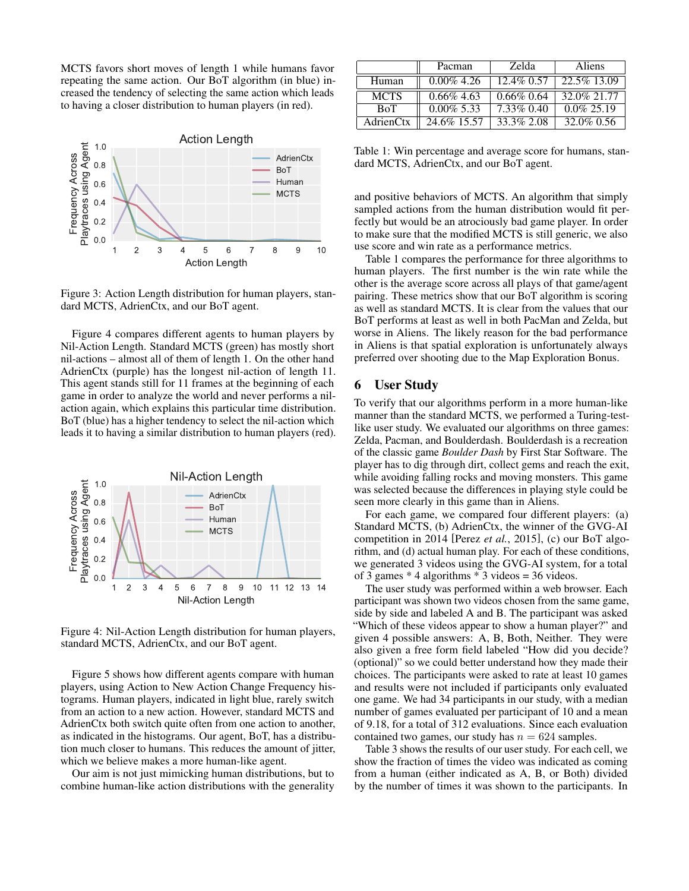MCTS favors short moves of length 1 while humans favor repeating the same action. Our BoT algorithm (in blue) increased the tendency of selecting the same action which leads to having a closer distribution to human players (in red).

Figure 3: Action Length distribution for human players, standard MCTS, AdrienCtx, and our BoT agent.

Figure 4 compares different agents to human players by Nil-Action Length. Standard MCTS (green) has mostly short nil-actions – almost all of them of length 1. On the other hand AdrienCtx (purple) has the longest nil-action of length 11. This agent stands still for 11 frames at the beginning of each game in order to analyze the world and never performs a nil-action again, which explains this particular time distribution. BoT (blue) has a higher tendency to select the nil-action which leads it to having a similar distribution to human players (red).

Figure 4: Nil-Action Length distribution for human players, standard MCTS, AdrienCtx, and our BoT agent.

Figure 5 shows how different agents compare with human players, using Action to New Action Change Frequency histograms. Human players, indicated in light blue, rarely switch from an action to a new action. However, standard MCTS and AdrienCtx both switch quite often from one action to another, as indicated in the histograms. Our agent, BoT, has a distribution much closer to humans. This reduces the amount of jitter, which we believe makes a more human-like agent.

Our aim is not just mimicking human distributions, but to combine human-like action distributions with the generality and positive behaviors of MCTS. An algorithm that simply sampled actions from the human distribution would fit perfectly but would be an atrociously bad game player. In order to make sure that the modified MCTS is still generic, we also use score and win rate as a performance metrics.

| | Pacman | Zelda | Aliens |
|---|---|---|---|
| Human | 0.00% 4.26 | 12.4% 0.57 | 22.5% 13.09 |
| MCTS | 0.66% 4.63 | 0.66% 0.64 | 32.0% 21.77 |
| BoT | 0.00% 5.33 | 7.33% 0.40 | 0.0% 25.19 |
| AdrienCtx | 24.6% 15.57 | 33.3% 2.08 | 32.0% 0.56 |

Table 1: Win percentage and average score for humans, standard MCTS, AdrienCtx, and our BoT agent.

Table 1 compares the performance for three algorithms to human players. The first number is the win rate while the other is the average score across all plays of that game/agent pairing. These metrics show that our BoT algorithm is scoring as well as standard MCTS. It is clear from the values that our BoT performs at least as well in both PacMan and Zelda, but worse in Aliens. The likely reason for the bad performance in Aliens is that spatial exploration is unfortunately always preferred over shooting due to the Map Exploration Bonus.

## 6 User Study

To verify that our algorithms perform in a more human-like manner than the standard MCTS, we performed a Turing-test-like user study. We evaluated our algorithms on three games: Zelda, Pacman, and Boulderdash. Boulderdash is a recreation of the classic game *Boulder Dash* by First Star Software. The player has to dig through dirt, collect gems and reach the exit, while avoiding falling rocks and moving monsters. This game was selected because the differences in playing style could be seen more clearly in this game than in Aliens.

For each game, we compared four different players: (a) Standard MCTS, (b) AdrienCtx, the winner of the GVG-AI competition in 2014 [Perez *et al.*, 2015], (c) our BoT algorithm, and (d) actual human play. For each of these conditions, we generated 3 videos using the GVG-AI system, for a total of 3 games * 4 algorithms * 3 videos = 36 videos.

The user study was performed within a web browser. Each participant was shown two videos chosen from the same game, side by side and labeled A and B. The participant was asked "Which of these videos appear to show a human player?" and given 4 possible answers: A, B, Both, Neither. They were also given a free form field labeled "How did you decide? (optional)" so we could better understand how they made their choices. The participants were asked to rate at least 10 games and results were not included if participants only evaluated one game. We had 34 participants in our study, with a median number of games evaluated per participant of 10 and a mean of 9.18, for a total of 312 evaluations. Since each evaluation contained two games, our study has $n = 624$ samples.

Table 3 shows the results of our user study. For each cell, we show the fraction of times the video was indicated as coming from a human (either indicated as A, B, or Both) divided by the number of times it was shown to the participants. In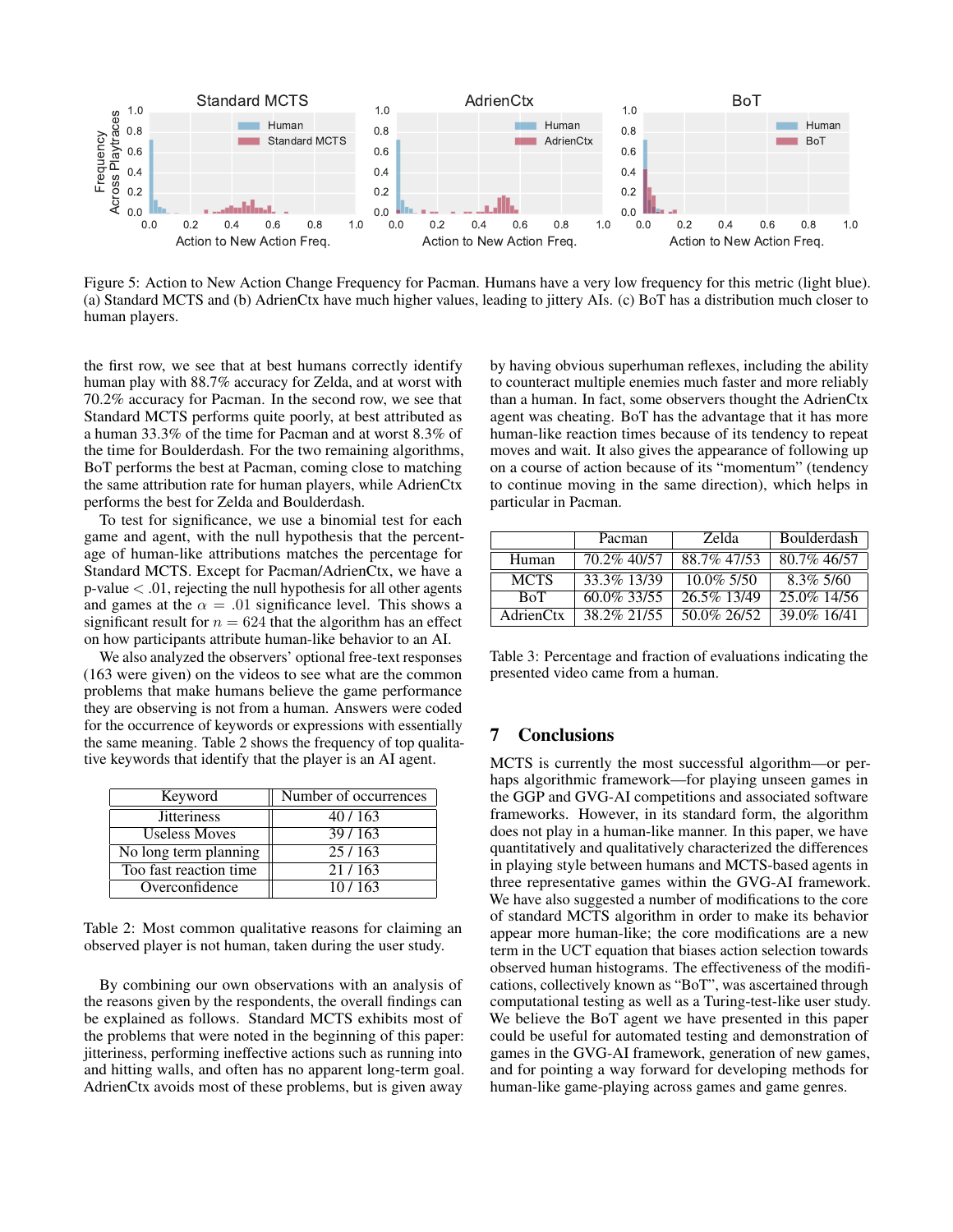Figure 5: Action to New Action Change Frequency for Pacman. Humans have a very low frequency for this metric (light blue). (a) Standard MCTS and (b) AdrienCtx have much higher values, leading to jittery AIs. (c) BoT has a distribution much closer to human players.

the first row, we see that at best humans correctly identify human play with 88.7% accuracy for Zelda, and at worst with 70.2% accuracy for Pacman. In the second row, we see that Standard MCTS performs quite poorly, at best attributed as a human 33.3% of the time for Pacman and at worst 8.3% of the time for Boulderdash. For the two remaining algorithms, BoT performs the best at Pacman, coming close to matching the same attribution rate for human players, while AdrienCtx performs the best for Zelda and Boulderdash.

To test for significance, we use a binomial test for each game and agent, with the null hypothesis that the percentage of human-like attributions matches the percentage for Standard MCTS. Except for Pacman/AdrienCtx, we have a p-value $< .01$, rejecting the null hypothesis for all other agents and games at the $\alpha = .01$ significance level. This shows a significant result for $n = 624$ that the algorithm has an effect on how participants attribute human-like behavior to an AI.

We also analyzed the observers' optional free-text responses (163 were given) on the videos to see what are the common problems that make humans believe the game performance they are observing is not from a human. Answers were coded for the occurrence of keywords or expressions with essentially the same meaning. Table 2 shows the frequency of top qualitative keywords that identify that the player is an AI agent.

| Keyword | Number of occurrences |
|---|---|
| Jitteriness | 40 / 163 |
| Useless Moves | 39 / 163 |
| No long term planning | 25 / 163 |
| Too fast reaction time | 21 / 163 |
| Overconfidence | 10 / 163 |

Table 2: Most common qualitative reasons for claiming an observed player is not human, taken during the user study.

By combining our own observations with an analysis of the reasons given by the respondents, the overall findings can be explained as follows. Standard MCTS exhibits most of the problems that were noted in the beginning of this paper: jitteriness, performing ineffective actions such as running into and hitting walls, and often has no apparent long-term goal. AdrienCtx avoids most of these problems, but is given away by having obvious superhuman reflexes, including the ability to counteract multiple enemies much faster and more reliably than a human. In fact, some observers thought the AdrienCtx agent was cheating. BoT has the advantage that it has more human-like reaction times because of its tendency to repeat moves and wait. It also gives the appearance of following up on a course of action because of its "momentum" (tendency to continue moving in the same direction), which helps in particular in Pacman.

| | Pacman | Zelda | Boulderdash |
|---|---|---|---|
| Human | 70.2% 40/57 | 88.7% 47/53 | 80.7% 46/57 |
| MCTS | 33.3% 13/39 | 10.0% 5/50 | 8.3% 5/60 |
| BoT | 60.0% 33/55 | 26.5% 13/49 | 25.0% 14/56 |
| AdrienCtx | 38.2% 21/55 | 50.0% 26/52 | 39.0% 16/41 |

Table 3: Percentage and fraction of evaluations indicating the presented video came from a human.

## 7 Conclusions

MCTS is currently the most successful algorithm—or perhaps algorithmic framework—for playing unseen games in the GGP and GVG-AI competitions and associated software frameworks. However, in its standard form, the algorithm does not play in a human-like manner. In this paper, we have quantitatively and qualitatively characterized the differences in playing style between humans and MCTS-based agents in three representative games within the GVG-AI framework. We have also suggested a number of modifications to the core of standard MCTS algorithm in order to make its behavior appear more human-like; the core modifications are a new term in the UCT equation that biases action selection towards observed human histograms. The effectiveness of the modifications, collectively known as "BoT", was ascertained through computational testing as well as a Turing-test-like user study. We believe the BoT agent we have presented in this paper could be useful for automated testing and demonstration of games in the GVG-AI framework, generation of new games, and for pointing a way forward for developing methods for human-like game-playing across games and game genres.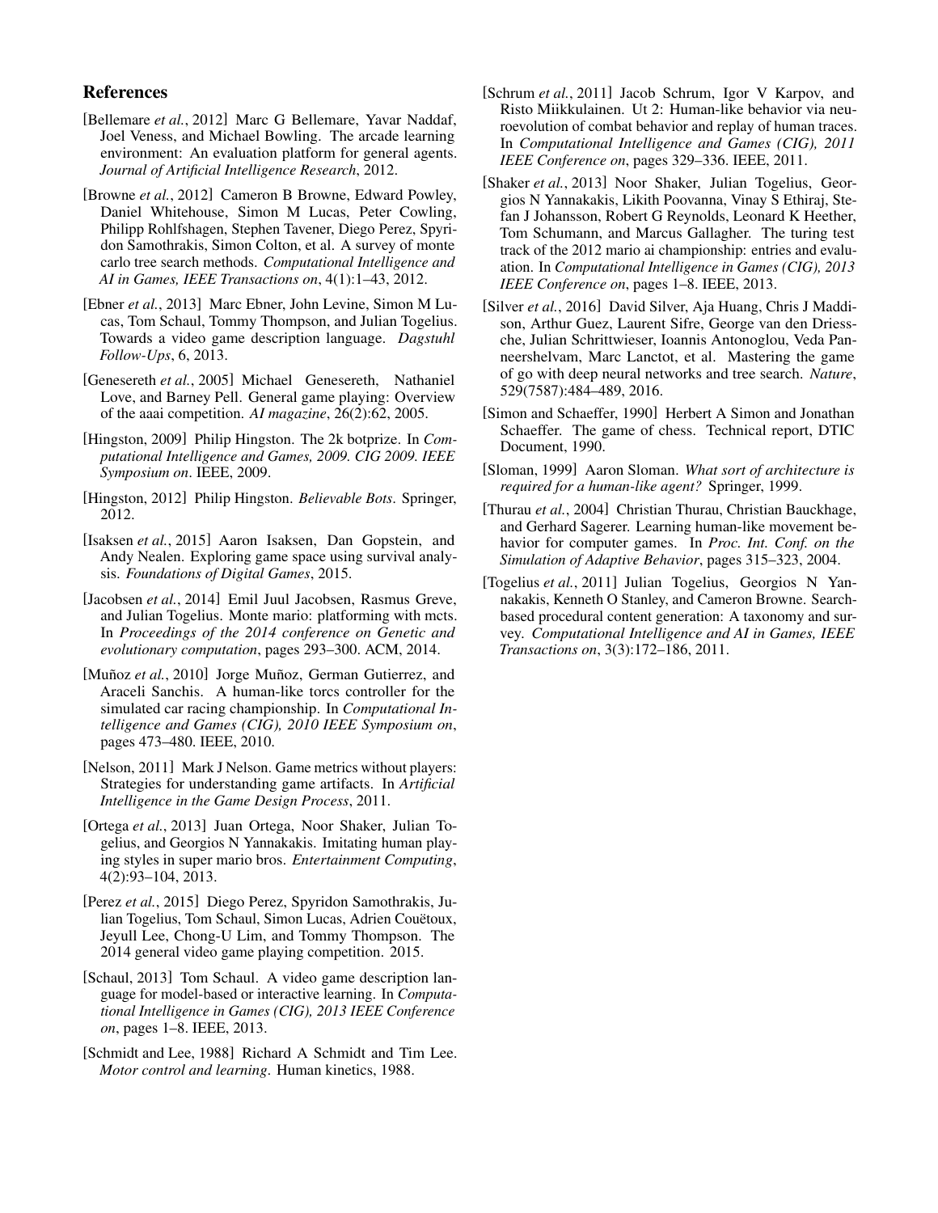## References

[Bellemare *et al.*, 2012] Marc G Bellemare, Yavar Naddaf, Joel Veness, and Michael Bowling. The arcade learning environment: An evaluation platform for general agents. *Journal of Artificial Intelligence Research*, 2012.

[Browne *et al.*, 2012] Cameron B Browne, Edward Powley, Daniel Whitehouse, Simon M Lucas, Peter Cowling, Philipp Rohlfshagen, Stephen Tavener, Diego Perez, Spyridon Samothrakis, Simon Colton, et al. A survey of monte carlo tree search methods. *Computational Intelligence and AI in Games, IEEE Transactions on*, 4(1):1–43, 2012.

[Ebner *et al.*, 2013] Marc Ebner, John Levine, Simon M Lucas, Tom Schaul, Tommy Thompson, and Julian Togelius. Towards a video game description language. *Dagstuhl Follow-Ups*, 6, 2013.

[Genesereth *et al.*, 2005] Michael Genesereth, Nathaniel Love, and Barney Pell. General game playing: Overview of the aaai competition. *AI magazine*, 26(2):62, 2005.

[Hingston, 2009] Philip Hingston. The 2k botprize. In *Computational Intelligence and Games, 2009. CIG 2009. IEEE Symposium on*. IEEE, 2009.

[Hingston, 2012] Philip Hingston. *Believable Bots*. Springer, 2012.

[Isaksen *et al.*, 2015] Aaron Isaksen, Dan Gopstein, and Andy Nealen. Exploring game space using survival analysis. *Foundations of Digital Games*, 2015.

[Jacobsen *et al.*, 2014] Emil Juul Jacobsen, Rasmus Greve, and Julian Togelius. Monte mario: platforming with mcts. In *Proceedings of the 2014 conference on Genetic and evolutionary computation*, pages 293–300. ACM, 2014.

[Muñoz *et al.*, 2010] Jorge Muñoz, German Gutierrez, and Araceli Sanchis. A human-like torcs controller for the simulated car racing championship. In *Computational Intelligence and Games (CIG), 2010 IEEE Symposium on*, pages 473–480. IEEE, 2010.

[Nelson, 2011] Mark J Nelson. Game metrics without players: Strategies for understanding game artifacts. In *Artificial Intelligence in the Game Design Process*, 2011.

[Ortega *et al.*, 2013] Juan Ortega, Noor Shaker, Julian Togelius, and Georgios N Yannakakis. Imitating human playing styles in super mario bros. *Entertainment Computing*, 4(2):93–104, 2013.

[Perez *et al.*, 2015] Diego Perez, Spyridon Samothrakis, Julian Togelius, Tom Schaul, Simon Lucas, Adrien Couëtoux, Jeyull Lee, Chong-U Lim, and Tommy Thompson. The 2014 general video game playing competition. 2015.

[Schaul, 2013] Tom Schaul. A video game description language for model-based or interactive learning. In *Computational Intelligence in Games (CIG), 2013 IEEE Conference on*, pages 1–8. IEEE, 2013.

[Schmidt and Lee, 1988] Richard A Schmidt and Tim Lee. *Motor control and learning*. Human kinetics, 1988.

[Schrum *et al.*, 2011] Jacob Schrum, Igor V Karpov, and Risto Miikkulainen. Ut 2: Human-like behavior via neuroevolution of combat behavior and replay of human traces. In *Computational Intelligence and Games (CIG), 2011 IEEE Conference on*, pages 329–336. IEEE, 2011.

[Shaker *et al.*, 2013] Noor Shaker, Julian Togelius, Georgios N Yannakakis, Likith Poovanna, Vinay S Ethiraj, Stefan J Johansson, Robert G Reynolds, Leonard K Heether, Tom Schumann, and Marcus Gallagher. The turing test track of the 2012 mario ai championship: entries and evaluation. In *Computational Intelligence in Games (CIG), 2013 IEEE Conference on*, pages 1–8. IEEE, 2013.

[Silver *et al.*, 2016] David Silver, Aja Huang, Chris J Maddison, Arthur Guez, Laurent Sifre, George van den Driessche, Julian Schrittwieser, Ioannis Antonoglou, Veda Panneershelvam, Marc Lanctot, et al. Mastering the game of go with deep neural networks and tree search. *Nature*, 529(7587):484–489, 2016.

[Simon and Schaeffer, 1990] Herbert A Simon and Jonathan Schaeffer. The game of chess. Technical report, DTIC Document, 1990.

[Sloman, 1999] Aaron Sloman. *What sort of architecture is required for a human-like agent?* Springer, 1999.

[Thurau *et al.*, 2004] Christian Thurau, Christian Bauckhage, and Gerhard Sagerer. Learning human-like movement behavior for computer games. In *Proc. Int. Conf. on the Simulation of Adaptive Behavior*, pages 315–323, 2004.

[Togelius *et al.*, 2011] Julian Togelius, Georgios N Yannakakis, Kenneth O Stanley, and Cameron Browne. Search-based procedural content generation: A taxonomy and survey. *Computational Intelligence and AI in Games, IEEE Transactions on*, 3(3):172–186, 2011.